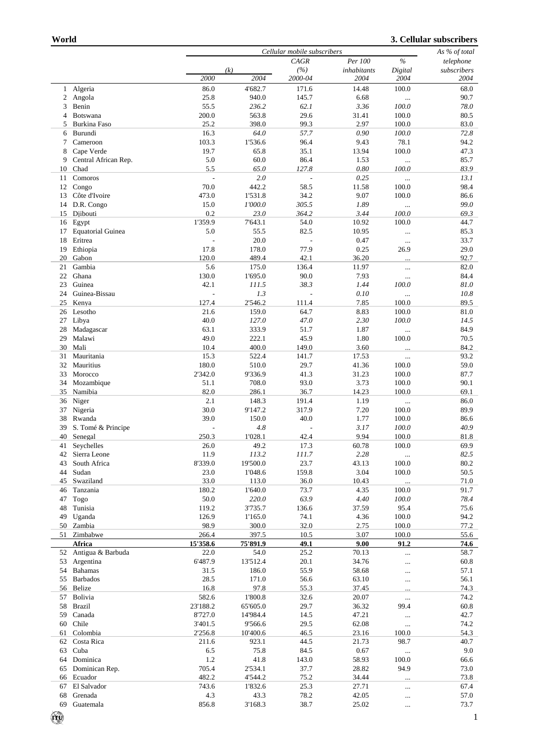**World** — **3. Cellular subscribers**

| | | Cellular mobile subscribers | | | | | As % of total telephone subscribers |
|---|---|---|---|---|---|---|---|
| | | (k) | | CAGR (%) | Per 100 inhabitants | % Digital | |
| | | 2000 | 2004 | 2000-04 | 2004 | 2004 | 2004 |
| 1 | Algeria | 86.0 | 4'682.7 | 171.6 | 14.48 | 100.0 | 68.0 |
| 2 | Angola | 25.8 | 940.0 | 145.7 | 6.68 | ... | 90.7 |
| 3 | Benin | 55.5 | *236.2* | *62.1* | *3.36* | *100.0* | *78.0* |
| 4 | Botswana | 200.0 | 563.8 | 29.6 | 31.41 | 100.0 | 80.5 |
| 5 | Burkina Faso | 25.2 | 398.0 | 99.3 | 2.97 | 100.0 | 83.0 |
| 6 | Burundi | 16.3 | *64.0* | *57.7* | *0.90* | *100.0* | *72.8* |
| 7 | Cameroon | 103.3 | 1'536.6 | 96.4 | 9.43 | 78.1 | 94.2 |
| 8 | Cape Verde | 19.7 | 65.8 | 35.1 | 13.94 | 100.0 | 47.3 |
| 9 | Central African Rep. | 5.0 | 60.0 | 86.4 | 1.53 | ... | 85.7 |
| 10 | Chad | 5.5 | *65.0* | *127.8* | *0.80* | *100.0* | *83.9* |
| 11 | Comoros | - | *2.0* | - | *0.25* | ... | *13.1* |
| 12 | Congo | 70.0 | 442.2 | 58.5 | 11.58 | 100.0 | 98.4 |
| 13 | Côte d'Ivoire | 473.0 | 1'531.8 | 34.2 | 9.07 | 100.0 | 86.6 |
| 14 | D.R. Congo | 15.0 | *1'000.0* | *305.5* | *1.89* | ... | *99.0* |
| 15 | Djibouti | 0.2 | *23.0* | *364.2* | *3.44* | *100.0* | *69.3* |
| 16 | Egypt | 1'359.9 | 7'643.1 | 54.0 | 10.92 | 100.0 | 44.7 |
| 17 | Equatorial Guinea | 5.0 | 55.5 | 82.5 | 10.95 | ... | 85.3 |
| 18 | Eritrea | - | 20.0 | - | 0.47 | ... | 33.7 |
| 19 | Ethiopia | 17.8 | 178.0 | 77.9 | 0.25 | 26.9 | 29.0 |
| 20 | Gabon | 120.0 | 489.4 | 42.1 | 36.20 | ... | 92.7 |
| 21 | Gambia | 5.6 | 175.0 | 136.4 | 11.97 | ... | 82.0 |
| 22 | Ghana | 130.0 | 1'695.0 | 90.0 | 7.93 | ... | 84.4 |
| 23 | Guinea | 42.1 | *111.5* | *38.3* | *1.44* | *100.0* | *81.0* |
| 24 | Guinea-Bissau | - | *1.3* | - | *0.10* | ... | *10.8* |
| 25 | Kenya | 127.4 | 2'546.2 | 111.4 | 7.85 | 100.0 | 89.5 |
| 26 | Lesotho | 21.6 | 159.0 | 64.7 | 8.83 | 100.0 | 81.0 |
| 27 | Libya | 40.0 | *127.0* | *47.0* | *2.30* | *100.0* | *14.5* |
| 28 | Madagascar | 63.1 | 333.9 | 51.7 | 1.87 | ... | 84.9 |
| 29 | Malawi | 49.0 | 222.1 | 45.9 | 1.80 | 100.0 | 70.5 |
| 30 | Mali | 10.4 | 400.0 | 149.0 | 3.60 | ... | 84.2 |
| 31 | Mauritania | 15.3 | 522.4 | 141.7 | 17.53 | ... | 93.2 |
| 32 | Mauritius | 180.0 | 510.0 | 29.7 | 41.36 | 100.0 | 59.0 |
| 33 | Morocco | 2'342.0 | 9'336.9 | 41.3 | 31.23 | 100.0 | 87.7 |
| 34 | Mozambique | 51.1 | 708.0 | 93.0 | 3.73 | 100.0 | 90.1 |
| 35 | Namibia | 82.0 | 286.1 | 36.7 | 14.23 | 100.0 | 69.1 |
| 36 | Niger | 2.1 | 148.3 | 191.4 | 1.19 | ... | 86.0 |
| 37 | Nigeria | 30.0 | 9'147.2 | 317.9 | 7.20 | 100.0 | 89.9 |
| 38 | Rwanda | 39.0 | 150.0 | 40.0 | 1.77 | 100.0 | 86.6 |
| 39 | S. Tomé & Principe | - | *4.8* | - | *3.17* | *100.0* | *40.9* |
| 40 | Senegal | 250.3 | 1'028.1 | 42.4 | 9.94 | 100.0 | 81.8 |
| 41 | Seychelles | 26.0 | 49.2 | 17.3 | 60.78 | 100.0 | 69.9 |
| 42 | Sierra Leone | 11.9 | *113.2* | *111.7* | *2.28* | ... | *82.5* |
| 43 | South Africa | 8'339.0 | 19'500.0 | 23.7 | 43.13 | 100.0 | 80.2 |
| 44 | Sudan | 23.0 | 1'048.6 | 159.8 | 3.04 | 100.0 | 50.5 |
| 45 | Swaziland | 33.0 | 113.0 | 36.0 | 10.43 | ... | 71.0 |
| 46 | Tanzania | 180.2 | 1'640.0 | 73.7 | 4.35 | 100.0 | 91.7 |
| 47 | Togo | 50.0 | *220.0* | *63.9* | *4.40* | *100.0* | *78.4* |
| 48 | Tunisia | 119.2 | 3'735.7 | 136.6 | 37.59 | 95.4 | 75.6 |
| 49 | Uganda | 126.9 | 1'165.0 | 74.1 | 4.36 | 100.0 | 94.2 |
| 50 | Zambia | 98.9 | 300.0 | 32.0 | 2.75 | 100.0 | 77.2 |
| 51 | Zimbabwe | 266.4 | 397.5 | 10.5 | 3.07 | 100.0 | 55.6 |
| | **Africa** | **15'358.6** | **75'891.9** | **49.1** | **9.00** | **91.2** | **74.6** |
| 52 | Antigua & Barbuda | 22.0 | 54.0 | 25.2 | 70.13 | ... | 58.7 |
| 53 | Argentina | 6'487.9 | 13'512.4 | 20.1 | 34.76 | ... | 60.8 |
| 54 | Bahamas | 31.5 | 186.0 | 55.9 | 58.68 | ... | 57.1 |
| 55 | Barbados | 28.5 | 171.0 | 56.6 | 63.10 | ... | 56.1 |
| 56 | Belize | 16.8 | 97.8 | 55.3 | 37.45 | ... | 74.3 |
| 57 | Bolivia | 582.6 | 1'800.8 | 32.6 | 20.07 | ... | 74.2 |
| 58 | Brazil | 23'188.2 | 65'605.0 | 29.7 | 36.32 | 99.4 | 60.8 |
| 59 | Canada | 8'727.0 | 14'984.4 | 14.5 | 47.21 | ... | 42.7 |
| 60 | Chile | 3'401.5 | 9'566.6 | 29.5 | 62.08 | ... | 74.2 |
| 61 | Colombia | 2'256.8 | 10'400.6 | 46.5 | 23.16 | 100.0 | 54.3 |
| 62 | Costa Rica | 211.6 | 923.1 | 44.5 | 21.73 | 98.7 | 40.7 |
| 63 | Cuba | 6.5 | 75.8 | 84.5 | 0.67 | ... | 9.0 |
| 64 | Dominica | 1.2 | 41.8 | 143.0 | 58.93 | 100.0 | 66.6 |
| 65 | Dominican Rep. | 705.4 | 2'534.1 | 37.7 | 28.82 | 94.9 | 73.0 |
| 66 | Ecuador | 482.2 | 4'544.2 | 75.2 | 34.44 | ... | 73.8 |
| 67 | El Salvador | 743.6 | 1'832.6 | 25.3 | 27.71 | ... | 67.4 |
| 68 | Grenada | 4.3 | 43.3 | 78.2 | 42.05 | ... | 57.0 |
| 69 | Guatemala | 856.8 | 3'168.3 | 38.7 | 25.02 | ... | 73.7 |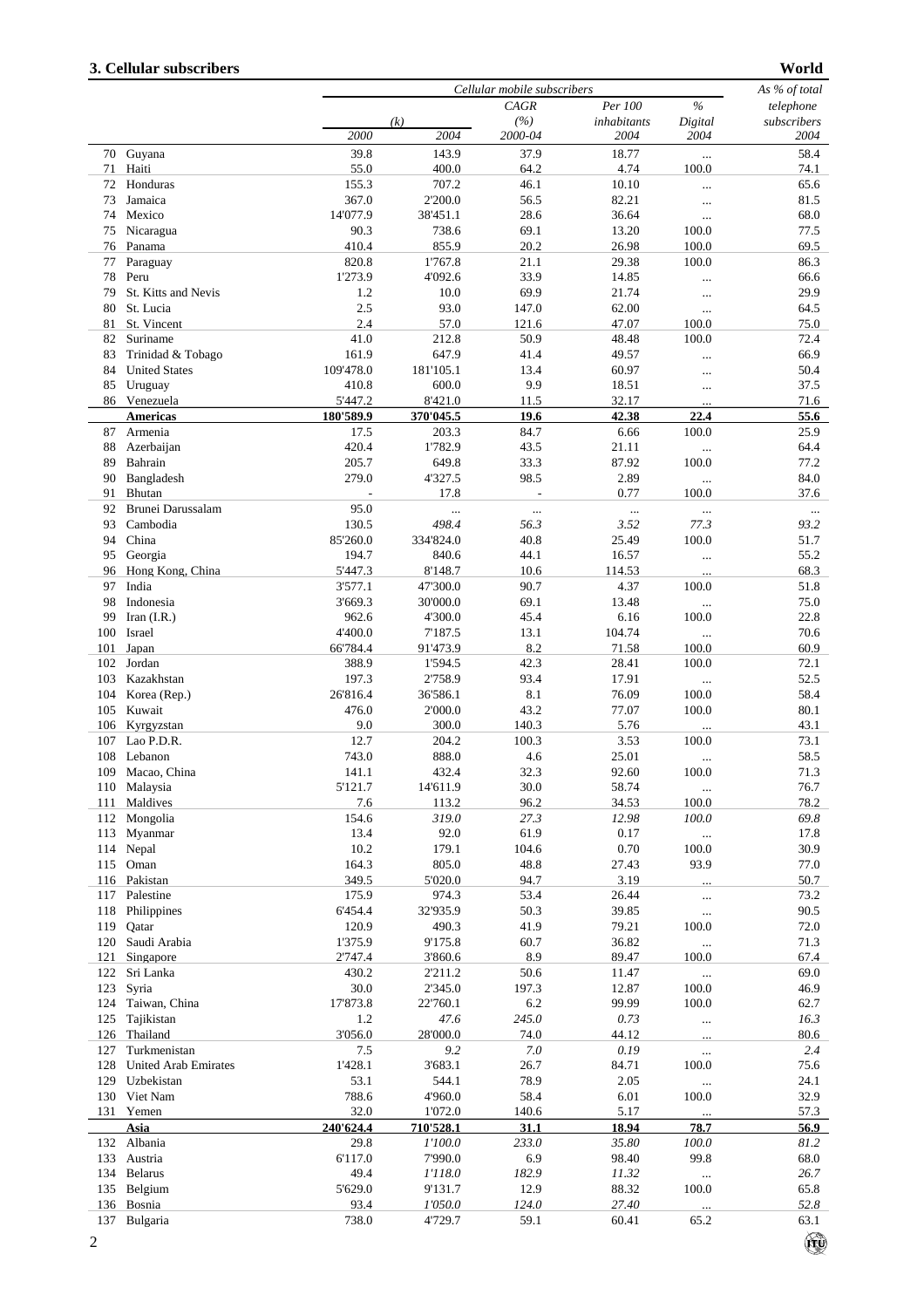## 3. Cellular subscribers

**World**

| | | Cellular mobile subscribers | | | | | As % of total telephone subscribers |
|---|---|---|---|---|---|---|---|
| | | (k) | | CAGR (%) | Per 100 inhabitants | % Digital | |
| | | 2000 | 2004 | 2000-04 | 2004 | 2004 | 2004 |
| 70 | Guyana | 39.8 | 143.9 | 37.9 | 18.77 | ... | 58.4 |
| 71 | Haiti | 55.0 | 400.0 | 64.2 | 4.74 | 100.0 | 74.1 |
| 72 | Honduras | 155.3 | 707.2 | 46.1 | 10.10 | ... | 65.6 |
| 73 | Jamaica | 367.0 | 2'200.0 | 56.5 | 82.21 | ... | 81.5 |
| 74 | Mexico | 14'077.9 | 38'451.1 | 28.6 | 36.64 | ... | 68.0 |
| 75 | Nicaragua | 90.3 | 738.6 | 69.1 | 13.20 | 100.0 | 77.5 |
| 76 | Panama | 410.4 | 855.9 | 20.2 | 26.98 | 100.0 | 69.5 |
| 77 | Paraguay | 820.8 | 1'767.8 | 21.1 | 29.38 | 100.0 | 86.3 |
| 78 | Peru | 1'273.9 | 4'092.6 | 33.9 | 14.85 | ... | 66.6 |
| 79 | St. Kitts and Nevis | 1.2 | 10.0 | 69.9 | 21.74 | ... | 29.9 |
| 80 | St. Lucia | 2.5 | 93.0 | 147.0 | 62.00 | ... | 64.5 |
| 81 | St. Vincent | 2.4 | 57.0 | 121.6 | 47.07 | 100.0 | 75.0 |
| 82 | Suriname | 41.0 | 212.8 | 50.9 | 48.48 | 100.0 | 72.4 |
| 83 | Trinidad & Tobago | 161.9 | 647.9 | 41.4 | 49.57 | ... | 66.9 |
| 84 | United States | 109'478.0 | 181'105.1 | 13.4 | 60.97 | ... | 50.4 |
| 85 | Uruguay | 410.8 | 600.0 | 9.9 | 18.51 | ... | 37.5 |
| 86 | Venezuela | 5'447.2 | 8'421.0 | 11.5 | 32.17 | ... | 71.6 |
| | **Americas** | **180'589.9** | **370'045.5** | **19.6** | **42.38** | **22.4** | **55.6** |
| 87 | Armenia | 17.5 | 203.3 | 84.7 | 6.66 | 100.0 | 25.9 |
| 88 | Azerbaijan | 420.4 | 1'782.9 | 43.5 | 21.11 | ... | 64.4 |
| 89 | Bahrain | 205.7 | 649.8 | 33.3 | 87.92 | 100.0 | 77.2 |
| 90 | Bangladesh | 279.0 | 4'327.5 | 98.5 | 2.89 | ... | 84.0 |
| 91 | Bhutan | - | 17.8 | - | 0.77 | 100.0 | 37.6 |
| 92 | Brunei Darussalam | 95.0 | ... | ... | ... | ... | ... |
| 93 | Cambodia | 130.5 | *498.4* | *56.3* | *3.52* | *77.3* | *93.2* |
| 94 | China | 85'260.0 | 334'824.0 | 40.8 | 25.49 | 100.0 | 51.7 |
| 95 | Georgia | 194.7 | 840.6 | 44.1 | 16.57 | ... | 55.2 |
| 96 | Hong Kong, China | 5'447.3 | 8'148.7 | 10.6 | 114.53 | ... | 68.3 |
| 97 | India | 3'577.1 | 47'300.0 | 90.7 | 4.37 | 100.0 | 51.8 |
| 98 | Indonesia | 3'669.3 | 30'000.0 | 69.1 | 13.48 | ... | 75.0 |
| 99 | Iran (I.R.) | 962.6 | 4'300.0 | 45.4 | 6.16 | 100.0 | 22.8 |
| 100 | Israel | 4'400.0 | 7'187.5 | 13.1 | 104.74 | ... | 70.6 |
| 101 | Japan | 66'784.4 | 91'473.9 | 8.2 | 71.58 | 100.0 | 60.9 |
| 102 | Jordan | 388.9 | 1'594.5 | 42.3 | 28.41 | 100.0 | 72.1 |
| 103 | Kazakhstan | 197.3 | 2'758.9 | 93.4 | 17.91 | ... | 52.5 |
| 104 | Korea (Rep.) | 26'816.4 | 36'586.1 | 8.1 | 76.09 | 100.0 | 58.4 |
| 105 | Kuwait | 476.0 | 2'000.0 | 43.2 | 77.07 | 100.0 | 80.1 |
| 106 | Kyrgyzstan | 9.0 | 300.0 | 140.3 | 5.76 | ... | 43.1 |
| 107 | Lao P.D.R. | 12.7 | 204.2 | 100.3 | 3.53 | 100.0 | 73.1 |
| 108 | Lebanon | 743.0 | 888.0 | 4.6 | 25.01 | ... | 58.5 |
| 109 | Macao, China | 141.1 | 432.4 | 32.3 | 92.60 | 100.0 | 71.3 |
| 110 | Malaysia | 5'121.7 | 14'611.9 | 30.0 | 58.74 | ... | 76.7 |
| 111 | Maldives | 7.6 | 113.2 | 96.2 | 34.53 | 100.0 | 78.2 |
| 112 | Mongolia | 154.6 | *319.0* | *27.3* | *12.98* | *100.0* | *69.8* |
| 113 | Myanmar | 13.4 | 92.0 | 61.9 | 0.17 | ... | 17.8 |
| 114 | Nepal | 10.2 | 179.1 | 104.6 | 0.70 | 100.0 | 30.9 |
| 115 | Oman | 164.3 | 805.0 | 48.8 | 27.43 | 93.9 | 77.0 |
| 116 | Pakistan | 349.5 | 5'020.0 | 94.7 | 3.19 | ... | 50.7 |
| 117 | Palestine | 175.9 | 974.3 | 53.4 | 26.44 | ... | 73.2 |
| 118 | Philippines | 6'454.4 | 32'935.9 | 50.3 | 39.85 | ... | 90.5 |
| 119 | Qatar | 120.9 | 490.3 | 41.9 | 79.21 | 100.0 | 72.0 |
| 120 | Saudi Arabia | 1'375.9 | 9'175.8 | 60.7 | 36.82 | ... | 71.3 |
| 121 | Singapore | 2'747.4 | 3'860.6 | 8.9 | 89.47 | 100.0 | 67.4 |
| 122 | Sri Lanka | 430.2 | 2'211.2 | 50.6 | 11.47 | ... | 69.0 |
| 123 | Syria | 30.0 | 2'345.0 | 197.3 | 12.87 | 100.0 | 46.9 |
| 124 | Taiwan, China | 17'873.8 | 22'760.1 | 6.2 | 99.99 | 100.0 | 62.7 |
| 125 | Tajikistan | 1.2 | *47.6* | *245.0* | *0.73* | ... | *16.3* |
| 126 | Thailand | 3'056.0 | 28'000.0 | 74.0 | 44.12 | ... | 80.6 |
| 127 | Turkmenistan | 7.5 | *9.2* | *7.0* | *0.19* | ... | *2.4* |
| 128 | United Arab Emirates | 1'428.1 | 3'683.1 | 26.7 | 84.71 | 100.0 | 75.6 |
| 129 | Uzbekistan | 53.1 | 544.1 | 78.9 | 2.05 | ... | 24.1 |
| 130 | Viet Nam | 788.6 | 4'960.0 | 58.4 | 6.01 | 100.0 | 32.9 |
| 131 | Yemen | 32.0 | 1'072.0 | 140.6 | 5.17 | ... | 57.3 |
| | **Asia** | **240'624.4** | **710'528.1** | **31.1** | **18.94** | **78.7** | **56.9** |
| 132 | Albania | 29.8 | *1'100.0* | *233.0* | *35.80* | *100.0* | *81.2* |
| 133 | Austria | 6'117.0 | 7'990.0 | 6.9 | 98.40 | 99.8 | 68.0 |
| 134 | Belarus | 49.4 | *1'118.0* | *182.9* | *11.32* | ... | *26.7* |
| 135 | Belgium | 5'629.0 | 9'131.7 | 12.9 | 88.32 | 100.0 | 65.8 |
| 136 | Bosnia | 93.4 | *1'050.0* | *124.0* | *27.40* | ... | *52.8* |
| 137 | Bulgaria | 738.0 | 4'729.7 | 59.1 | 60.41 | 65.2 | 63.1 |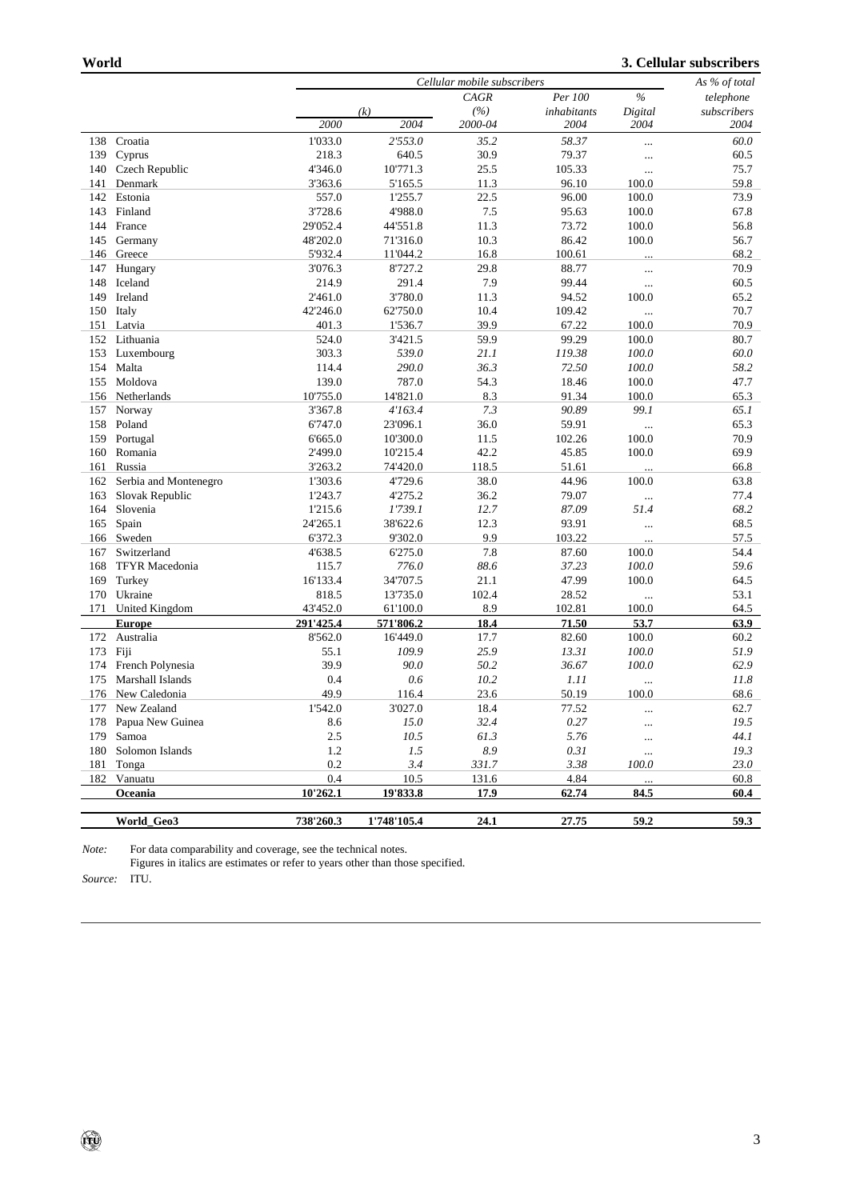**World** **3. Cellular subscribers**

| | | Cellular mobile subscribers | | | | | As % of total telephone subscribers |
|---|---|---|---|---|---|---|---|
| | | (k) | | CAGR (%) | Per 100 inhabitants | % Digital | |
| | | 2000 | 2004 | 2000-04 | 2004 | 2004 | 2004 |
| 138 | Croatia | 1'033.0 | *2'553.0* | *35.2* | *58.37* | ... | *60.0* |
| 139 | Cyprus | 218.3 | 640.5 | 30.9 | 79.37 | ... | 60.5 |
| 140 | Czech Republic | 4'346.0 | 10'771.3 | 25.5 | 105.33 | ... | 75.7 |
| 141 | Denmark | 3'363.6 | 5'165.5 | 11.3 | 96.10 | 100.0 | 59.8 |
| 142 | Estonia | 557.0 | 1'255.7 | 22.5 | 96.00 | 100.0 | 73.9 |
| 143 | Finland | 3'728.6 | 4'988.0 | 7.5 | 95.63 | 100.0 | 67.8 |
| 144 | France | 29'052.4 | 44'551.8 | 11.3 | 73.72 | 100.0 | 56.8 |
| 145 | Germany | 48'202.0 | 71'316.0 | 10.3 | 86.42 | 100.0 | 56.7 |
| 146 | Greece | 5'932.4 | 11'044.2 | 16.8 | 100.61 | ... | 68.2 |
| 147 | Hungary | 3'076.3 | 8'727.2 | 29.8 | 88.77 | ... | 70.9 |
| 148 | Iceland | 214.9 | 291.4 | 7.9 | 99.44 | ... | 60.5 |
| 149 | Ireland | 2'461.0 | 3'780.0 | 11.3 | 94.52 | 100.0 | 65.2 |
| 150 | Italy | 42'246.0 | 62'750.0 | 10.4 | 109.42 | ... | 70.7 |
| 151 | Latvia | 401.3 | 1'536.7 | 39.9 | 67.22 | 100.0 | 70.9 |
| 152 | Lithuania | 524.0 | 3'421.5 | 59.9 | 99.29 | 100.0 | 80.7 |
| 153 | Luxembourg | 303.3 | *539.0* | *21.1* | *119.38* | *100.0* | *60.0* |
| 154 | Malta | 114.4 | *290.0* | *36.3* | *72.50* | *100.0* | *58.2* |
| 155 | Moldova | 139.0 | 787.0 | 54.3 | 18.46 | 100.0 | 47.7 |
| 156 | Netherlands | 10'755.0 | 14'821.0 | 8.3 | 91.34 | 100.0 | 65.3 |
| 157 | Norway | 3'367.8 | *4'163.4* | *7.3* | *90.89* | *99.1* | *65.1* |
| 158 | Poland | 6'747.0 | 23'096.1 | 36.0 | 59.91 | ... | 65.3 |
| 159 | Portugal | 6'665.0 | 10'300.0 | 11.5 | 102.26 | 100.0 | 70.9 |
| 160 | Romania | 2'499.0 | 10'215.4 | 42.2 | 45.85 | 100.0 | 69.9 |
| 161 | Russia | 3'263.2 | 74'420.0 | 118.5 | 51.61 | ... | 66.8 |
| 162 | Serbia and Montenegro | 1'303.6 | 4'729.6 | 38.0 | 44.96 | 100.0 | 63.8 |
| 163 | Slovak Republic | 1'243.7 | 4'275.2 | 36.2 | 79.07 | ... | 77.4 |
| 164 | Slovenia | 1'215.6 | *1'739.1* | *12.7* | *87.09* | *51.4* | *68.2* |
| 165 | Spain | 24'265.1 | 38'622.6 | 12.3 | 93.91 | ... | 68.5 |
| 166 | Sweden | 6'372.3 | 9'302.0 | 9.9 | 103.22 | ... | 57.5 |
| 167 | Switzerland | 4'638.5 | 6'275.0 | 7.8 | 87.60 | 100.0 | 54.4 |
| 168 | TFYR Macedonia | 115.7 | *776.0* | *88.6* | *37.23* | *100.0* | *59.6* |
| 169 | Turkey | 16'133.4 | 34'707.5 | 21.1 | 47.99 | 100.0 | 64.5 |
| 170 | Ukraine | 818.5 | 13'735.0 | 102.4 | 28.52 | ... | 53.1 |
| 171 | United Kingdom | 43'452.0 | 61'100.0 | 8.9 | 102.81 | 100.0 | 64.5 |
| | **Europe** | **291'425.4** | **571'806.2** | **18.4** | **71.50** | **53.7** | **63.9** |
| 172 | Australia | 8'562.0 | 16'449.0 | 17.7 | 82.60 | 100.0 | 60.2 |
| 173 | Fiji | 55.1 | *109.9* | *25.9* | *13.31* | *100.0* | *51.9* |
| 174 | French Polynesia | 39.9 | *90.0* | *50.2* | *36.67* | *100.0* | *62.9* |
| 175 | Marshall Islands | 0.4 | *0.6* | *10.2* | *1.11* | ... | *11.8* |
| 176 | New Caledonia | 49.9 | 116.4 | 23.6 | 50.19 | 100.0 | 68.6 |
| 177 | New Zealand | 1'542.0 | 3'027.0 | 18.4 | 77.52 | ... | 62.7 |
| 178 | Papua New Guinea | 8.6 | *15.0* | *32.4* | *0.27* | ... | *19.5* |
| 179 | Samoa | 2.5 | *10.5* | *61.3* | *5.76* | ... | *44.1* |
| 180 | Solomon Islands | 1.2 | *1.5* | *8.9* | *0.31* | ... | *19.3* |
| 181 | Tonga | 0.2 | *3.4* | *331.7* | *3.38* | *100.0* | *23.0* |
| 182 | Vanuatu | 0.4 | 10.5 | 131.6 | 4.84 | ... | 60.8 |
| | **Oceania** | **10'262.1** | **19'833.8** | **17.9** | **62.74** | **84.5** | **60.4** |
| | **World_Geo3** | **738'260.3** | **1'748'105.4** | **24.1** | **27.75** | **59.2** | **59.3** |

*Note:* For data comparability and coverage, see the technical notes.
Figures in italics are estimates or refer to years other than those specified.

*Source:* ITU.